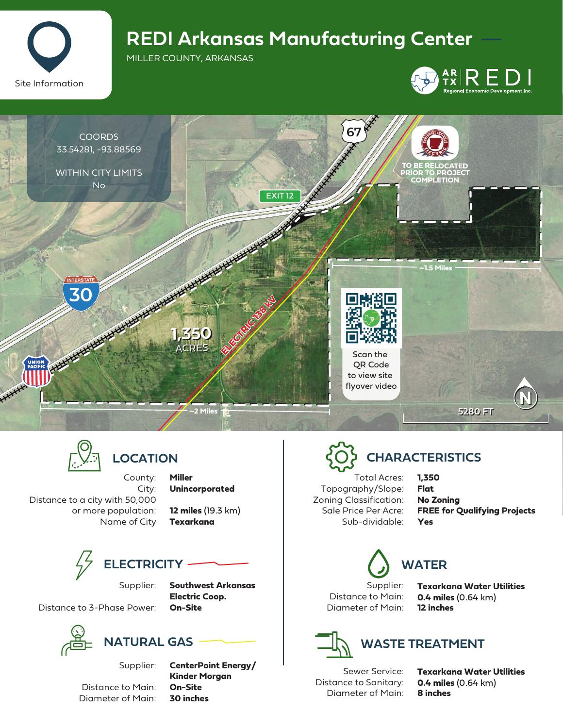Site Information

# REDI Arkansas Manufacturing Center

MILLER COUNTY, ARKANSAS

AR TX REDI Regional Economic Development Inc.

COORDS
33.54281, -93.88569

WITHIN CITY LIMITS
No

67

EXIT 12

TO BE RELOCATED PRIOR TO PROJECT COMPLETION

INTERSTATE 30

~1.5 Miles

ELECTRIC 138 kV

1,350 ACRES

Scan the QR Code to view site flyover video

UNION PACIFIC

~2 Miles

5280 FT

N

## LOCATION

| | |
|---|---|
| County: | **Miller** |
| City: | **Unincorporated** |
| Distance to a city with 50,000 or more population: | **12 miles** (19.3 km) |
| Name of City | **Texarkana** |

## ELECTRICITY

| | |
|---|---|
| Supplier: | **Southwest Arkansas Electric Coop.** |
| Distance to 3-Phase Power: | **On-Site** |

## NATURAL GAS

| | |
|---|---|
| Supplier: | **CenterPoint Energy/ Kinder Morgan** |
| Distance to Main: | **On-Site** |
| Diameter of Main: | **30 inches** |

## CHARACTERISTICS

| | |
|---|---|
| Total Acres: | **1,350** |
| Topography/Slope: | **Flat** |
| Zoning Classification: | **No Zoning** |
| Sale Price Per Acre: | **FREE for Qualifying Projects** |
| Sub-dividable: | **Yes** |

## WATER

| | |
|---|---|
| Supplier: | **Texarkana Water Utilities** |
| Distance to Main: | **0.4 miles** (0.64 km) |
| Diameter of Main: | **12 inches** |

## WASTE TREATMENT

| | |
|---|---|
| Sewer Service: | **Texarkana Water Utilities** |
| Distance to Sanitary: | **0.4 miles** (0.64 km) |
| Diameter of Main: | **8 inches** |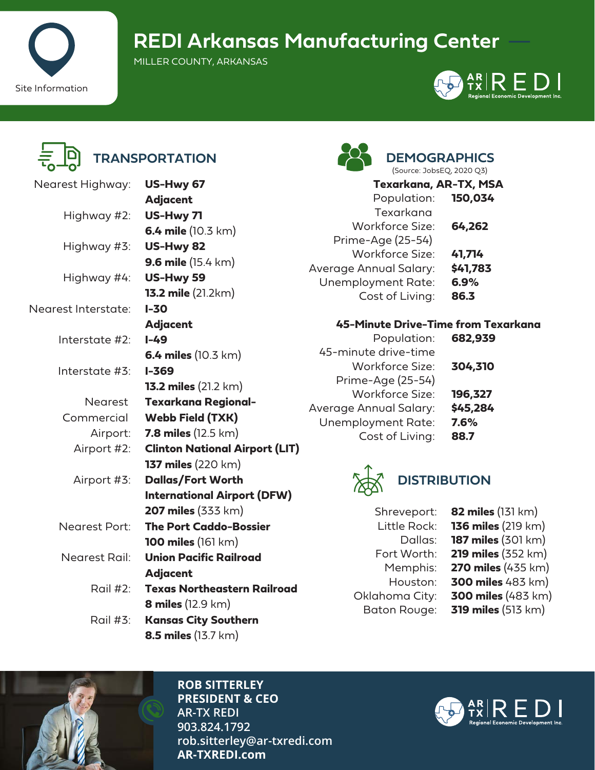# REDI Arkansas Manufacturing Center

MILLER COUNTY, ARKANSAS

Site Information

AR TX REDI Regional Economic Development Inc.

## TRANSPORTATION

| | |
|---|---|
| Nearest Highway: | **US-Hwy 67** **Adjacent** |
| Highway #2: | **US-Hwy 71** **6.4 mile** (10.3 km) |
| Highway #3: | **US-Hwy 82** **9.6 mile** (15.4 km) |
| Highway #4: | **US-Hwy 59** **13.2 mile** (21.2km) |
| Nearest Interstate: | **I-30** **Adjacent** |
| Interstate #2: | **I-49** **6.4 miles** (10.3 km) |
| Interstate #3: | **I-369** **13.2 miles** (21.2 km) |
| Nearest Commercial Airport: | **Texarkana Regional-Webb Field (TXK)** **7.8 miles** (12.5 km) |
| Airport #2: | **Clinton National Airport (LIT)** **137 miles** (220 km) |
| Airport #3: | **Dallas/Fort Worth International Airport (DFW)** **207 miles** (333 km) |
| Nearest Port: | **The Port Caddo-Bossier** **100 miles** (161 km) |
| Nearest Rail: | **Union Pacific Railroad** **Adjacent** |
| Rail #2: | **Texas Northeastern Railroad** **8 miles** (12.9 km) |
| Rail #3: | **Kansas City Southern** **8.5 miles** (13.7 km) |

## DEMOGRAPHICS

(Source: JobsEQ, 2020 Q3)

**Texarkana, AR-TX, MSA**

| | |
|---|---|
| Population: | **150,034** |
| Texarkana Workforce Size: | **64,262** |
| Prime-Age (25-54) Workforce Size: | **41,714** |
| Average Annual Salary: | **$41,783** |
| Unemployment Rate: | **6.9%** |
| Cost of Living: | **86.3** |

**45-Minute Drive-Time from Texarkana**

| | |
|---|---|
| Population: | **682,939** |
| 45-minute drive-time Workforce Size: | **304,310** |
| Prime-Age (25-54) Workforce Size: | **196,327** |
| Average Annual Salary: | **$45,284** |
| Unemployment Rate: | **7.6%** |
| Cost of Living: | **88.7** |

## DISTRIBUTION

| | |
|---|---|
| Shreveport: | **82 miles** (131 km) |
| Little Rock: | **136 miles** (219 km) |
| Dallas: | **187 miles** (301 km) |
| Fort Worth: | **219 miles** (352 km) |
| Memphis: | **270 miles** (435 km) |
| Houston: | **300 miles** 483 km) |
| Oklahoma City: | **300 miles** (483 km) |
| Baton Rouge: | **319 miles** (513 km) |

**ROB SITTERLEY**
**PRESIDENT & CEO**
**AR-TX REDI**
**903.824.1792**
**rob.sitterley@ar-txredi.com**
**AR-TXREDI.com**

AR TX REDI Regional Economic Development Inc.